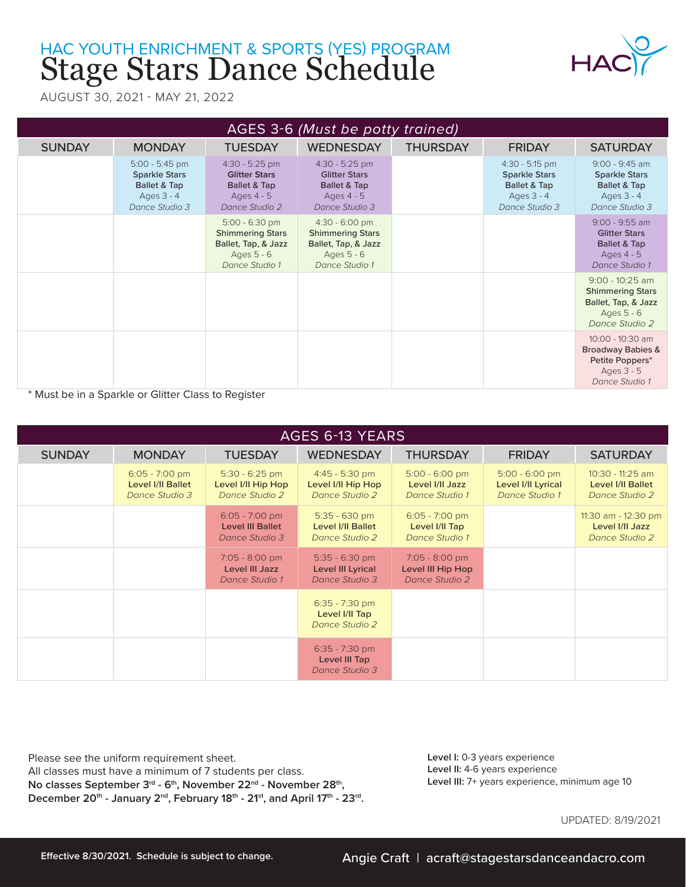HAC YOUTH ENRICHMENT & SPORTS (YES) PROGRAM

# Stage Stars Dance Schedule

AUGUST 30, 2021 - MAY 21, 2022

## AGES 3-6 *(Must be potty trained)*

| SUNDAY | MONDAY | TUESDAY | WEDNESDAY | THURSDAY | FRIDAY | SATURDAY |
|---|---|---|---|---|---|---|
| | 5:00 - 5:45 pm<br>Sparkle Stars<br>Ballet & Tap<br>Ages 3 - 4<br>*Dance Studio 3* | 4:30 - 5:25 pm<br>Glitter Stars<br>Ballet & Tap<br>Ages 4 - 5<br>*Dance Studio 2* | 4:30 - 5:25 pm<br>Glitter Stars<br>Ballet & Tap<br>Ages 4 - 5<br>*Dance Studio 3* | | 4:30 - 5:15 pm<br>Sparkle Stars<br>Ballet & Tap<br>Ages 3 - 4<br>*Dance Studio 3* | 9:00 - 9:45 am<br>Sparkle Stars<br>Ballet & Tap<br>Ages 3 - 4<br>*Dance Studio 3* |
| | | 5:00 - 6:30 pm<br>Shimmering Stars<br>Ballet, Tap, & Jazz<br>Ages 5 - 6<br>*Dance Studio 1* | 4:30 - 6:00 pm<br>Shimmering Stars<br>Ballet, Tap, & Jazz<br>Ages 5 - 6<br>*Dance Studio 1* | | | 9:00 - 9:55 am<br>Glitter Stars<br>Ballet & Tap<br>Ages 4 - 5<br>*Dance Studio 1* |
| | | | | | | 9:00 - 10:25 am<br>Shimmering Stars<br>Ballet, Tap, & Jazz<br>Ages 5 - 6<br>*Dance Studio 2* |
| | | | | | | 10:00 - 10:30 am<br>Broadway Babies & Petite Poppers*<br>Ages 3 - 5<br>*Dance Studio 1* |

* Must be in a Sparkle or Glitter Class to Register

## AGES 6-13 YEARS

| SUNDAY | MONDAY | TUESDAY | WEDNESDAY | THURSDAY | FRIDAY | SATURDAY |
|---|---|---|---|---|---|---|
| | 6:05 - 7:00 pm<br>Level I/II Ballet<br>*Dance Studio 3* | 5:30 - 6:25 pm<br>Level I/II Hip Hop<br>*Dance Studio 2* | 4:45 - 5:30 pm<br>Level I/II Hip Hop<br>*Dance Studio 2* | 5:00 - 6:00 pm<br>Level I/II Jazz<br>*Dance Studio 1* | 5:00 - 6:00 pm<br>Level I/II Lyrical<br>*Dance Studio 1* | 10:30 - 11:25 am<br>Level I/II Ballet<br>*Dance Studio 2* |
| | | 6:05 - 7:00 pm<br>Level III Ballet<br>*Dance Studio 3* | 5:35 - 630 pm<br>Level I/II Ballet<br>*Dance Studio 2* | 6:05 - 7:00 pm<br>Level I/II Tap<br>*Dance Studio 1* | | 11:30 am - 12:30 pm<br>Level I/II Jazz<br>*Dance Studio 2* |
| | | 7:05 - 8:00 pm<br>Level III Jazz<br>*Dance Studio 1* | 5:35 - 6:30 pm<br>Level III Lyrical<br>*Dance Studio 3* | 7:05 - 8:00 pm<br>Level III Hip Hop<br>*Dance Studio 2* | | |
| | | | 6:35 - 7:30 pm<br>Level I/II Tap<br>*Dance Studio 2* | | | |
| | | | 6:35 - 7:30 pm<br>Level III Tap<br>*Dance Studio 3* | | | |

Please see the uniform requirement sheet.
All classes must have a minimum of 7 students per class.
**No classes September 3rd - 6th, November 22nd - November 28th, December 20th - January 2nd, February 18th - 21st, and April 17th - 23rd.**

**Level I:** 0-3 years experience
**Level II:** 4-6 years experience
**Level III:** 7+ years experience, minimum age 10

UPDATED: 8/19/2021

**Effective 8/30/2021. Schedule is subject to change.**

Angie Craft | acraft@stagestarsdanceandacro.com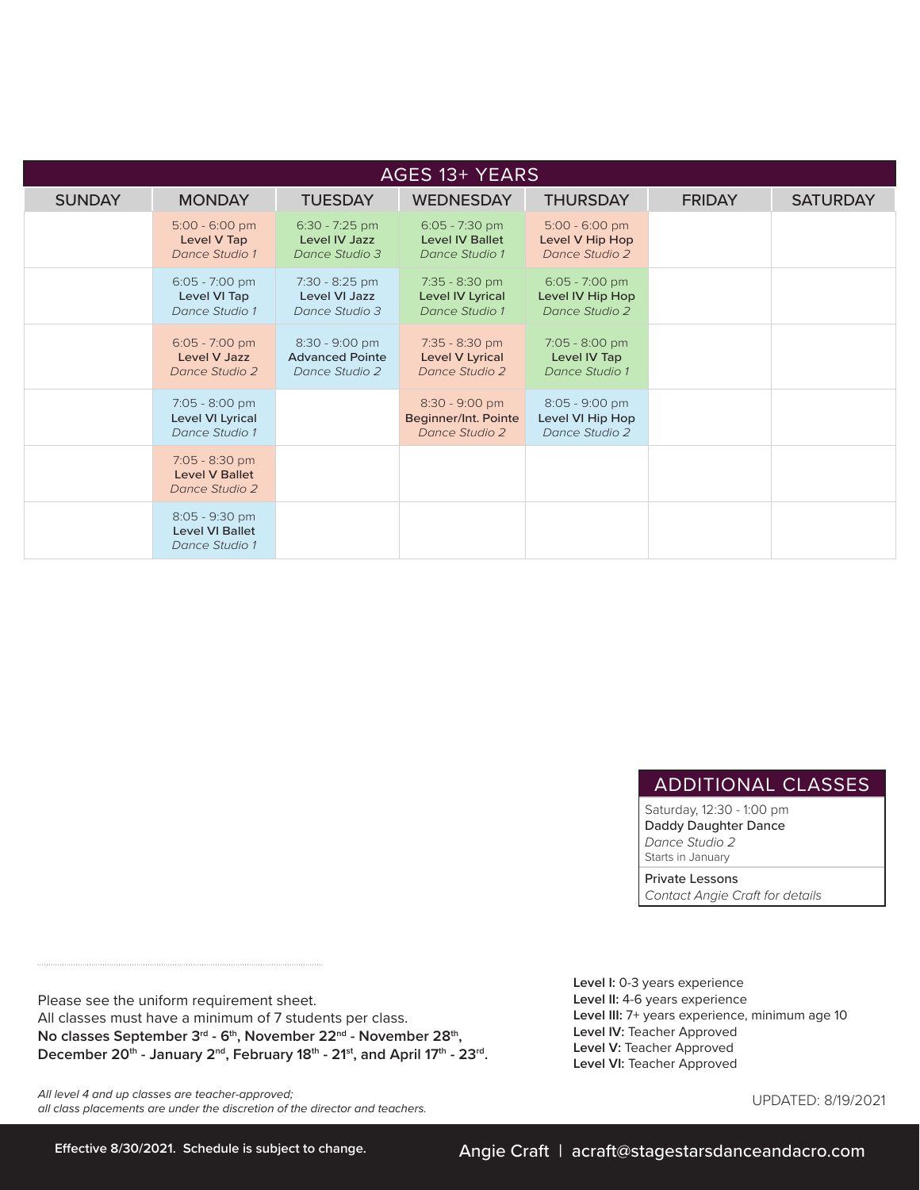## AGES 13+ YEARS

| SUNDAY | MONDAY | TUESDAY | WEDNESDAY | THURSDAY | FRIDAY | SATURDAY |
|---|---|---|---|---|---|---|
| | 5:00 - 6:00 pm **Level V Tap** *Dance Studio 1* | 6:30 - 7:25 pm **Level IV Jazz** *Dance Studio 3* | 6:05 - 7:30 pm **Level IV Ballet** *Dance Studio 1* | 5:00 - 6:00 pm **Level V Hip Hop** *Dance Studio 2* | | |
| | 6:05 - 7:00 pm **Level VI Tap** *Dance Studio 1* | 7:30 - 8:25 pm **Level VI Jazz** *Dance Studio 3* | 7:35 - 8:30 pm **Level IV Lyrical** *Dance Studio 1* | 6:05 - 7:00 pm **Level IV Hip Hop** *Dance Studio 2* | | |
| | 6:05 - 7:00 pm **Level V Jazz** *Dance Studio 2* | 8:30 - 9:00 pm **Advanced Pointe** *Dance Studio 2* | 7:35 - 8:30 pm **Level V Lyrical** *Dance Studio 2* | 7:05 - 8:00 pm **Level IV Tap** *Dance Studio 1* | | |
| | 7:05 - 8:00 pm **Level VI Lyrical** *Dance Studio 1* | | 8:30 - 9:00 pm **Beginner/Int. Pointe** *Dance Studio 2* | 8:05 - 9:00 pm **Level VI Hip Hop** *Dance Studio 2* | | |
| | 7:05 - 8:30 pm **Level V Ballet** *Dance Studio 2* | | | | | |
| | 8:05 - 9:30 pm **Level VI Ballet** *Dance Studio 1* | | | | | |

## ADDITIONAL CLASSES

Saturday, 12:30 - 1:00 pm
Daddy Daughter Dance
*Dance Studio 2*
Starts in January

Private Lessons
*Contact Angie Craft for details*

Please see the uniform requirement sheet.
All classes must have a minimum of 7 students per class.
**No classes September 3rd - 6th, November 22nd - November 28th, December 20th - January 2nd, February 18th - 21st, and April 17th - 23rd.**

*All level 4 and up classes are teacher-approved; all class placements are under the discretion of the director and teachers.*

**Level I:** 0-3 years experience
**Level II:** 4-6 years experience
**Level III:** 7+ years experience, minimum age 10
**Level IV:** Teacher Approved
**Level V:** Teacher Approved
**Level VI:** Teacher Approved

UPDATED: 8/19/2021

**Effective 8/30/2021. Schedule is subject to change.**

Angie Craft | acraft@stagestarsdanceandacro.com